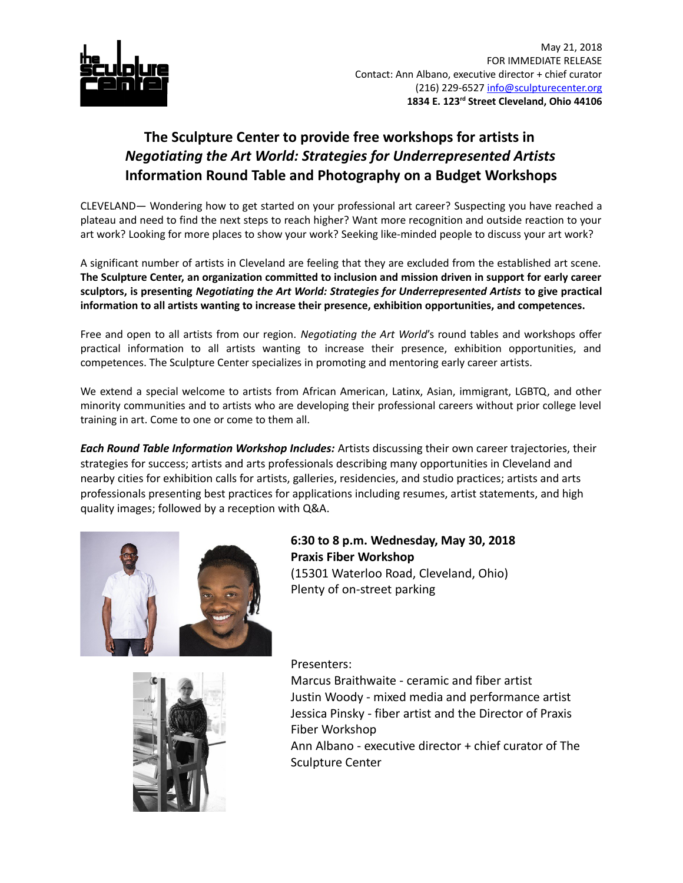May 21, 2018
FOR IMMEDIATE RELEASE
Contact: Ann Albano, executive director + chief curator
(216) 229-6527 info@sculpturecenter.org
**1834 E. 123rd Street Cleveland, Ohio 44106**

# The Sculpture Center to provide free workshops for artists in *Negotiating the Art World: Strategies for Underrepresented Artists* Information Round Table and Photography on a Budget Workshops

CLEVELAND— Wondering how to get started on your professional art career? Suspecting you have reached a plateau and need to find the next steps to reach higher? Want more recognition and outside reaction to your art work? Looking for more places to show your work? Seeking like-minded people to discuss your art work?

A significant number of artists in Cleveland are feeling that they are excluded from the established art scene. **The Sculpture Center, an organization committed to inclusion and mission driven in support for early career sculptors, is presenting *Negotiating the Art World: Strategies for Underrepresented Artists* to give practical information to all artists wanting to increase their presence, exhibition opportunities, and competences.**

Free and open to all artists from our region. *Negotiating the Art World*'s round tables and workshops offer practical information to all artists wanting to increase their presence, exhibition opportunities, and competences. The Sculpture Center specializes in promoting and mentoring early career artists.

We extend a special welcome to artists from African American, Latinx, Asian, immigrant, LGBTQ, and other minority communities and to artists who are developing their professional careers without prior college level training in art. Come to one or come to them all.

***Each Round Table Information Workshop Includes:*** Artists discussing their own career trajectories, their strategies for success; artists and arts professionals describing many opportunities in Cleveland and nearby cities for exhibition calls for artists, galleries, residencies, and studio practices; artists and arts professionals presenting best practices for applications including resumes, artist statements, and high quality images; followed by a reception with Q&A.

**6:30 to 8 p.m. Wednesday, May 30, 2018**
**Praxis Fiber Workshop**
(15301 Waterloo Road, Cleveland, Ohio)
Plenty of on-street parking

Presenters:
Marcus Braithwaite - ceramic and fiber artist
Justin Woody - mixed media and performance artist
Jessica Pinsky - fiber artist and the Director of Praxis Fiber Workshop
Ann Albano - executive director + chief curator of The Sculpture Center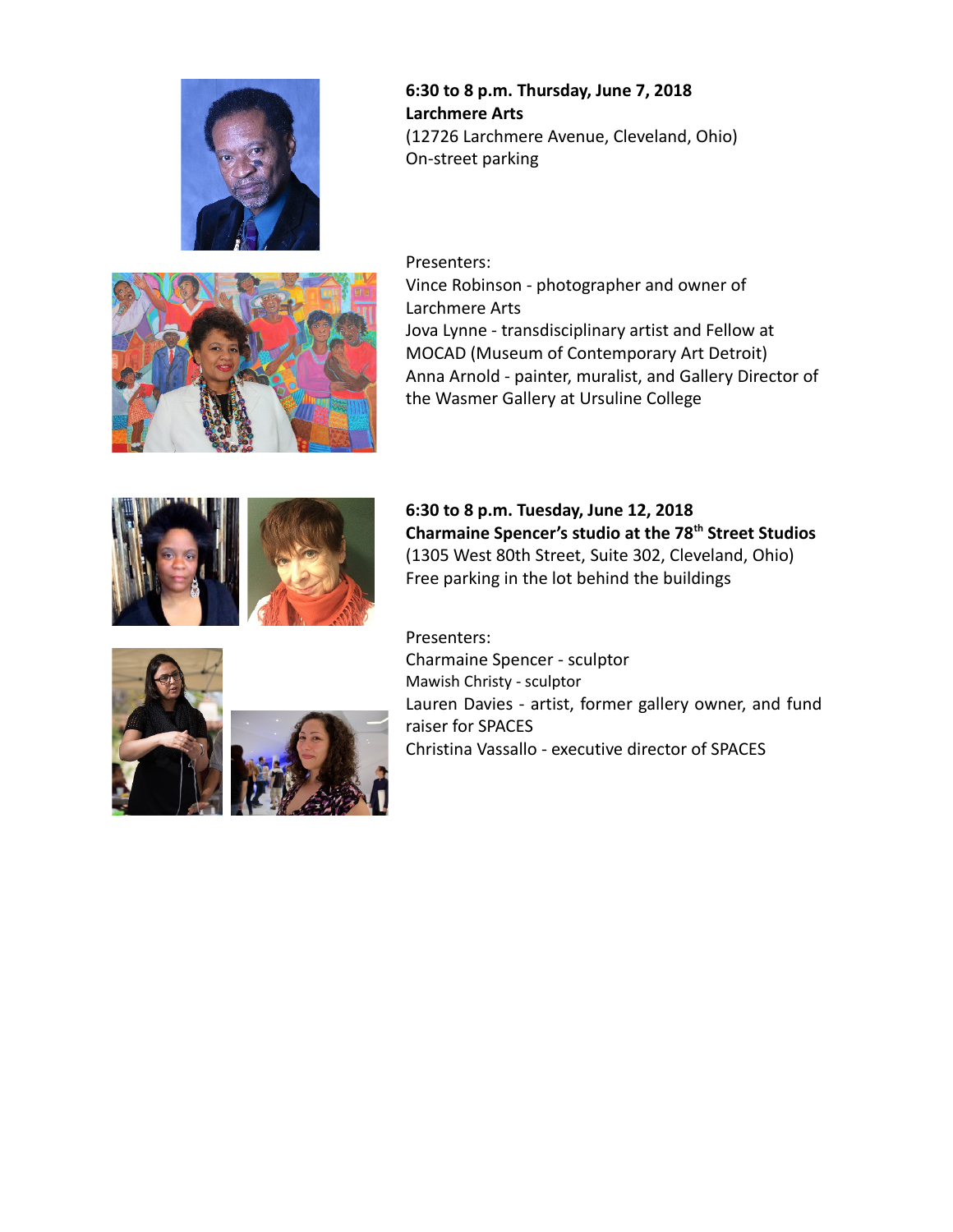**6:30 to 8 p.m. Thursday, June 7, 2018**
**Larchmere Arts**
(12726 Larchmere Avenue, Cleveland, Ohio)
On-street parking

Presenters:
Vince Robinson - photographer and owner of Larchmere Arts
Jova Lynne - transdisciplinary artist and Fellow at MOCAD (Museum of Contemporary Art Detroit)
Anna Arnold - painter, muralist, and Gallery Director of the Wasmer Gallery at Ursuline College

**6:30 to 8 p.m. Tuesday, June 12, 2018**
**Charmaine Spencer's studio at the 78th Street Studios**
(1305 West 80th Street, Suite 302, Cleveland, Ohio)
Free parking in the lot behind the buildings

Presenters:
Charmaine Spencer - sculptor
Mawish Christy - sculptor
Lauren Davies - artist, former gallery owner, and fund raiser for SPACES
Christina Vassallo - executive director of SPACES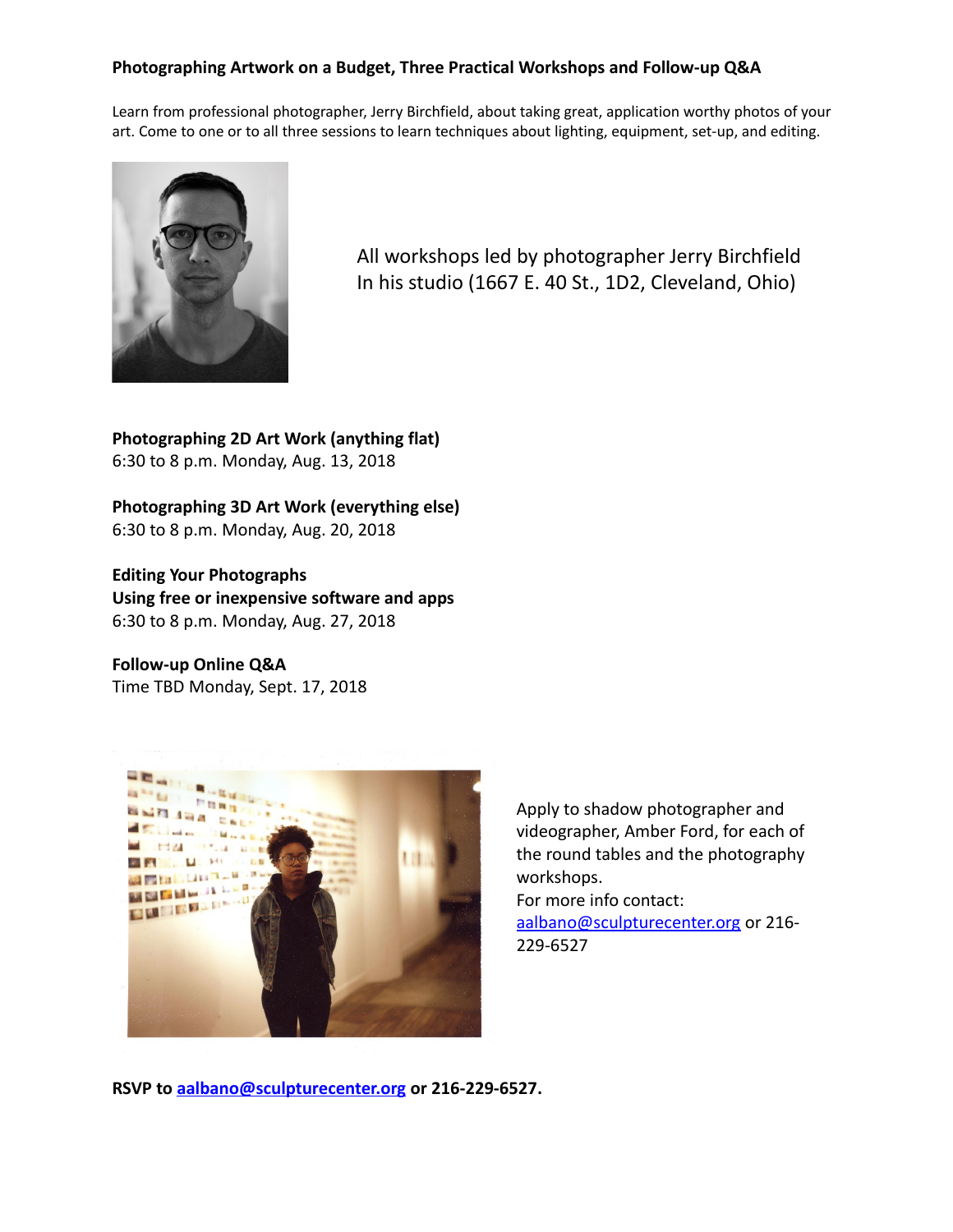**Photographing Artwork on a Budget, Three Practical Workshops and Follow-up Q&A**

Learn from professional photographer, Jerry Birchfield, about taking great, application worthy photos of your art. Come to one or to all three sessions to learn techniques about lighting, equipment, set-up, and editing.

All workshops led by photographer Jerry Birchfield
In his studio (1667 E. 40 St., 1D2, Cleveland, Ohio)

**Photographing 2D Art Work (anything flat)**
6:30 to 8 p.m. Monday, Aug. 13, 2018

**Photographing 3D Art Work (everything else)**
6:30 to 8 p.m. Monday, Aug. 20, 2018

**Editing Your Photographs**
**Using free or inexpensive software and apps**
6:30 to 8 p.m. Monday, Aug. 27, 2018

**Follow-up Online Q&A**
Time TBD Monday, Sept. 17, 2018

Apply to shadow photographer and videographer, Amber Ford, for each of the round tables and the photography workshops.
For more info contact:
aalbano@sculpturecenter.org or 216-229-6527

**RSVP to aalbano@sculpturecenter.org or 216-229-6527.**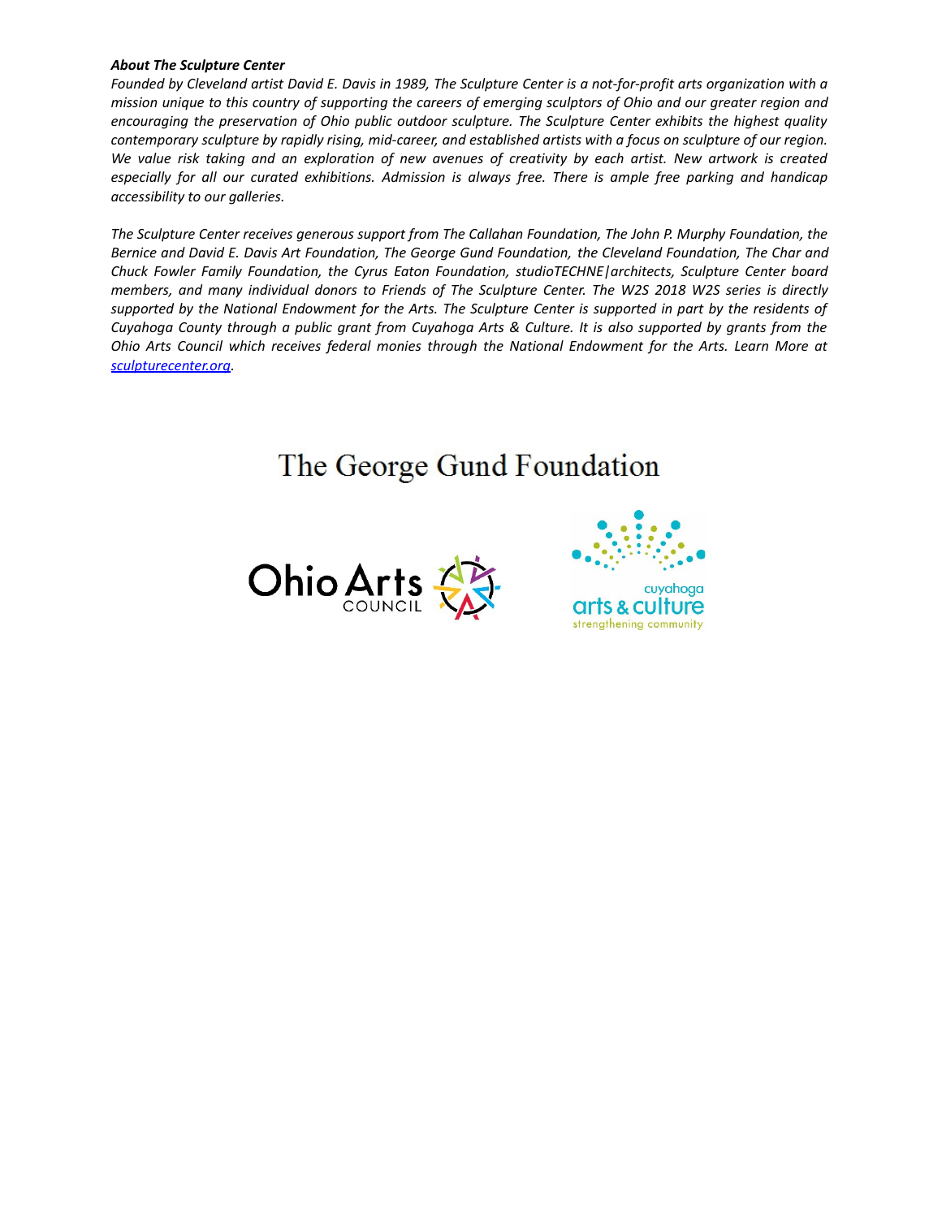***About The Sculpture Center***

*Founded by Cleveland artist David E. Davis in 1989, The Sculpture Center is a not-for-profit arts organization with a mission unique to this country of supporting the careers of emerging sculptors of Ohio and our greater region and encouraging the preservation of Ohio public outdoor sculpture. The Sculpture Center exhibits the highest quality contemporary sculpture by rapidly rising, mid-career, and established artists with a focus on sculpture of our region. We value risk taking and an exploration of new avenues of creativity by each artist. New artwork is created especially for all our curated exhibitions. Admission is always free. There is ample free parking and handicap accessibility to our galleries.*

*The Sculpture Center receives generous support from The Callahan Foundation, The John P. Murphy Foundation, the Bernice and David E. Davis Art Foundation, The George Gund Foundation, the Cleveland Foundation, The Char and Chuck Fowler Family Foundation, the Cyrus Eaton Foundation, studioTECHNE|architects, Sculpture Center board members, and many individual donors to Friends of The Sculpture Center. The W2S 2018 W2S series is directly supported by the National Endowment for the Arts. The Sculpture Center is supported in part by the residents of Cuyahoga County through a public grant from Cuyahoga Arts & Culture. It is also supported by grants from the Ohio Arts Council which receives federal monies through the National Endowment for the Arts. Learn More at [sculpturecenter.org](sculpturecenter.org).*

The George Gund Foundation

Ohio Arts COUNCIL

cuyahoga arts & culture strengthening community